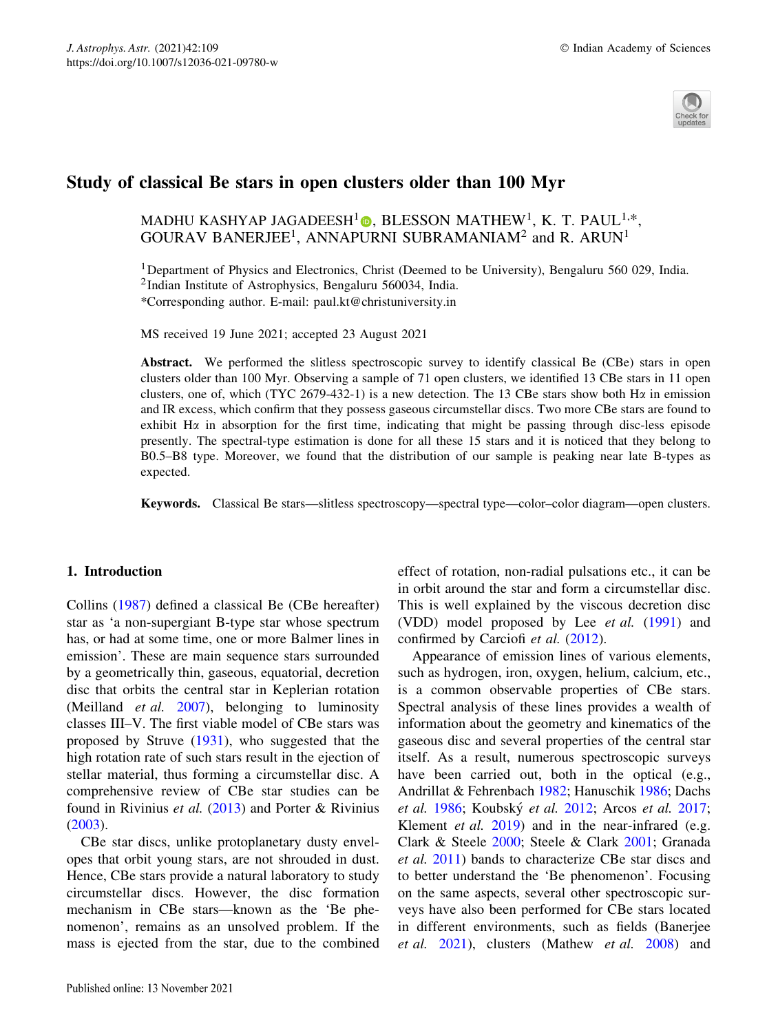Published online: 13 November 2021

# Study of classical Be stars in open clusters older than 100 Myr

MADHU KASHYAP JAGADEESH[1], BLESSON MATHEW[1], K. T. PAUL[1,*], GOURAV BANERJEE[1], ANNAPURNI SUBRAMANIAM[2] and R. ARUN[1]

[1]Department of Physics and Electronics, Christ (Deemed to be University), Bengaluru 560 029, India.
[2]Indian Institute of Astrophysics, Bengaluru 560034, India.
*Corresponding author. E-mail: paul.kt@christuniversity.in

MS received 19 June 2021; accepted 23 August 2021

**Abstract.** We performed the slitless spectroscopic survey to identify classical Be (CBe) stars in open clusters older than 100 Myr. Observing a sample of 71 open clusters, we identified 13 CBe stars in 11 open clusters, one of, which (TYC 2679-432-1) is a new detection. The 13 CBe stars show both Hα in emission and IR excess, which confirm that they possess gaseous circumstellar discs. Two more CBe stars are found to exhibit Hα in absorption for the first time, indicating that might be passing through disc-less episode presently. The spectral-type estimation is done for all these 15 stars and it is noticed that they belong to B0.5–B8 type. Moreover, we found that the distribution of our sample is peaking near late B-types as expected.

**Keywords.** Classical Be stars—slitless spectroscopy—spectral type—color–color diagram—open clusters.

## 1. Introduction

Collins (1987) defined a classical Be (CBe hereafter) star as 'a non-supergiant B-type star whose spectrum has, or had at some time, one or more Balmer lines in emission'. These are main sequence stars surrounded by a geometrically thin, gaseous, equatorial, decretion disc that orbits the central star in Keplerian rotation (Meilland *et al.* 2007), belonging to luminosity classes III–V. The first viable model of CBe stars was proposed by Struve (1931), who suggested that the high rotation rate of such stars result in the ejection of stellar material, thus forming a circumstellar disc. A comprehensive review of CBe star studies can be found in Rivinius *et al.* (2013) and Porter & Rivinius (2003).

CBe star discs, unlike protoplanetary dusty envelopes that orbit young stars, are not shrouded in dust. Hence, CBe stars provide a natural laboratory to study circumstellar discs. However, the disc formation mechanism in CBe stars—known as the 'Be phenomenon', remains as an unsolved problem. If the mass is ejected from the star, due to the combined effect of rotation, non-radial pulsations etc., it can be in orbit around the star and form a circumstellar disc. This is well explained by the viscous decretion disc (VDD) model proposed by Lee *et al.* (1991) and confirmed by Carciofi *et al.* (2012).

Appearance of emission lines of various elements, such as hydrogen, iron, oxygen, helium, calcium, etc., is a common observable properties of CBe stars. Spectral analysis of these lines provides a wealth of information about the geometry and kinematics of the gaseous disc and several properties of the central star itself. As a result, numerous spectroscopic surveys have been carried out, both in the optical (e.g., Andrillat & Fehrenbach 1982; Hanuschik 1986; Dachs *et al.* 1986; Koubský *et al.* 2012; Arcos *et al.* 2017; Klement *et al.* 2019) and in the near-infrared (e.g. Clark & Steele 2000; Steele & Clark 2001; Granada *et al.* 2011) bands to characterize CBe star discs and to better understand the 'Be phenomenon'. Focusing on the same aspects, several other spectroscopic surveys have also been performed for CBe stars located in different environments, such as fields (Banerjee *et al.* 2021), clusters (Mathew *et al.* 2008) and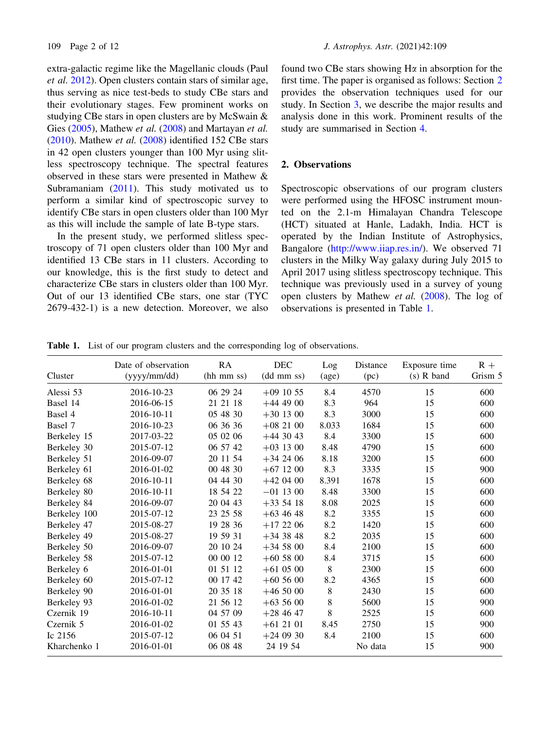extra-galactic regime like the Magellanic clouds (Paul *et al.* 2012). Open clusters contain stars of similar age, thus serving as nice test-beds to study CBe stars and their evolutionary stages. Few prominent works on studying CBe stars in open clusters are by McSwain & Gies (2005), Mathew *et al.* (2008) and Martayan *et al.* (2010). Mathew *et al.* (2008) identified 152 CBe stars in 42 open clusters younger than 100 Myr using slitless spectroscopy technique. The spectral features observed in these stars were presented in Mathew & Subramaniam (2011). This study motivated us to perform a similar kind of spectroscopic survey to identify CBe stars in open clusters older than 100 Myr as this will include the sample of late B-type stars.

In the present study, we performed slitless spectroscopy of 71 open clusters older than 100 Myr and identified 13 CBe stars in 11 clusters. According to our knowledge, this is the first study to detect and characterize CBe stars in clusters older than 100 Myr. Out of our 13 identified CBe stars, one star (TYC 2679-432-1) is a new detection. Moreover, we also found two CBe stars showing Hα in absorption for the first time. The paper is organised as follows: Section 2 provides the observation techniques used for our study. In Section 3, we describe the major results and analysis done in this work. Prominent results of the study are summarised in Section 4.

## 2. Observations

Spectroscopic observations of our program clusters were performed using the HFOSC instrument mounted on the 2.1-m Himalayan Chandra Telescope (HCT) situated at Hanle, Ladakh, India. HCT is operated by the Indian Institute of Astrophysics, Bangalore (http://www.iiap.res.in/). We observed 71 clusters in the Milky Way galaxy during July 2015 to April 2017 using slitless spectroscopy technique. This technique was previously used in a survey of young open clusters by Mathew *et al.* (2008). The log of observations is presented in Table 1.

**Table 1.** List of our program clusters and the corresponding log of observations.

| Cluster | Date of observation (yyyy/mm/dd) | RA (hh mm ss) | DEC (dd mm ss) | Log (age) | Distance (pc) | Exposure time (s) R band | R + Grism 5 |
|---|---|---|---|---|---|---|---|
| Alessi 53 | 2016-10-23 | 06 29 24 | +09 10 55 | 8.4 | 4570 | 15 | 600 |
| Basel 14 | 2016-06-15 | 21 21 18 | +44 49 00 | 8.3 | 964 | 15 | 600 |
| Basel 4 | 2016-10-11 | 05 48 30 | +30 13 00 | 8.3 | 3000 | 15 | 600 |
| Basel 7 | 2016-10-23 | 06 36 36 | +08 21 00 | 8.033 | 1684 | 15 | 600 |
| Berkeley 15 | 2017-03-22 | 05 02 06 | +44 30 43 | 8.4 | 3300 | 15 | 600 |
| Berkeley 30 | 2015-07-12 | 06 57 42 | +03 13 00 | 8.48 | 4790 | 15 | 600 |
| Berkeley 51 | 2016-09-07 | 20 11 54 | +34 24 06 | 8.18 | 3200 | 15 | 600 |
| Berkeley 61 | 2016-01-02 | 00 48 30 | +67 12 00 | 8.3 | 3335 | 15 | 900 |
| Berkeley 68 | 2016-10-11 | 04 44 30 | +42 04 00 | 8.391 | 1678 | 15 | 600 |
| Berkeley 80 | 2016-10-11 | 18 54 22 | −01 13 00 | 8.48 | 3300 | 15 | 600 |
| Berkeley 84 | 2016-09-07 | 20 04 43 | +33 54 18 | 8.08 | 2025 | 15 | 600 |
| Berkeley 100 | 2015-07-12 | 23 25 58 | +63 46 48 | 8.2 | 3355 | 15 | 600 |
| Berkeley 47 | 2015-08-27 | 19 28 36 | +17 22 06 | 8.2 | 1420 | 15 | 600 |
| Berkeley 49 | 2015-08-27 | 19 59 31 | +34 38 48 | 8.2 | 2035 | 15 | 600 |
| Berkeley 50 | 2016-09-07 | 20 10 24 | +34 58 00 | 8.4 | 2100 | 15 | 600 |
| Berkeley 58 | 2015-07-12 | 00 00 12 | +60 58 00 | 8.4 | 3715 | 15 | 600 |
| Berkeley 6 | 2016-01-01 | 01 51 12 | +61 05 00 | 8 | 2300 | 15 | 600 |
| Berkeley 60 | 2015-07-12 | 00 17 42 | +60 56 00 | 8.2 | 4365 | 15 | 600 |
| Berkeley 90 | 2016-01-01 | 20 35 18 | +46 50 00 | 8 | 2430 | 15 | 600 |
| Berkeley 93 | 2016-01-02 | 21 56 12 | +63 56 00 | 8 | 5600 | 15 | 900 |
| Czernik 19 | 2016-10-11 | 04 57 09 | +28 46 47 | 8 | 2525 | 15 | 600 |
| Czernik 5 | 2016-01-02 | 01 55 43 | +61 21 01 | 8.45 | 2750 | 15 | 900 |
| Ic 2156 | 2015-07-12 | 06 04 51 | +24 09 30 | 8.4 | 2100 | 15 | 600 |
| Kharchenko 1 | 2016-01-01 | 06 08 48 | 24 19 54 | | No data | 15 | 900 |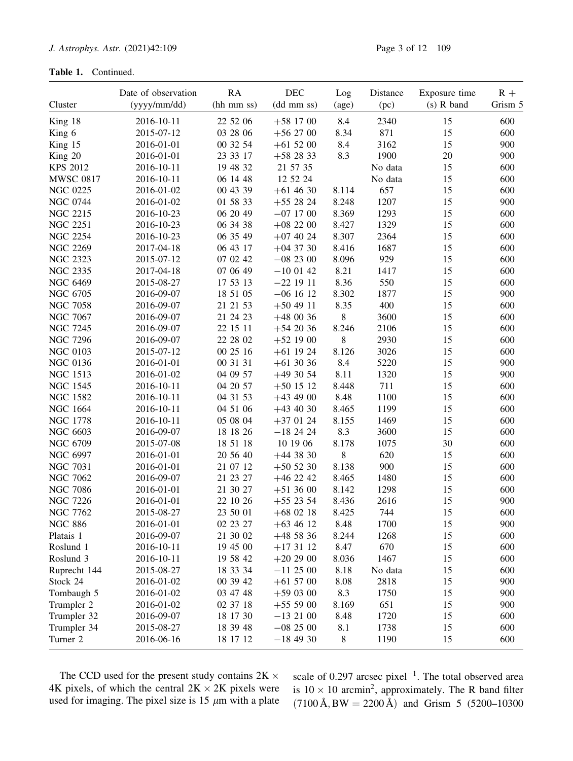**Table 1.** Continued.

| Cluster | Date of observation (yyyy/mm/dd) | RA (hh mm ss) | DEC (dd mm ss) | Log (age) | Distance (pc) | Exposure time (s) R band | R + Grism 5 |
|---|---|---|---|---|---|---|---|
| King 18 | 2016-10-11 | 22 52 06 | +58 17 00 | 8.4 | 2340 | 15 | 600 |
| King 6 | 2015-07-12 | 03 28 06 | +56 27 00 | 8.34 | 871 | 15 | 600 |
| King 15 | 2016-01-01 | 00 32 54 | +61 52 00 | 8.4 | 3162 | 15 | 900 |
| King 20 | 2016-01-01 | 23 33 17 | +58 28 33 | 8.3 | 1900 | 20 | 900 |
| KPS 2012 | 2016-10-11 | 19 48 32 | 21 57 35 | | No data | 15 | 600 |
| MWSC 0817 | 2016-10-11 | 06 14 48 | 12 52 24 | | No data | 15 | 600 |
| NGC 0225 | 2016-01-02 | 00 43 39 | +61 46 30 | 8.114 | 657 | 15 | 600 |
| NGC 0744 | 2016-01-02 | 01 58 33 | +55 28 24 | 8.248 | 1207 | 15 | 900 |
| NGC 2215 | 2016-10-23 | 06 20 49 | −07 17 00 | 8.369 | 1293 | 15 | 600 |
| NGC 2251 | 2016-10-23 | 06 34 38 | +08 22 00 | 8.427 | 1329 | 15 | 600 |
| NGC 2254 | 2016-10-23 | 06 35 49 | +07 40 24 | 8.307 | 2364 | 15 | 600 |
| NGC 2269 | 2017-04-18 | 06 43 17 | +04 37 30 | 8.416 | 1687 | 15 | 600 |
| NGC 2323 | 2015-07-12 | 07 02 42 | −08 23 00 | 8.096 | 929 | 15 | 600 |
| NGC 2335 | 2017-04-18 | 07 06 49 | −10 01 42 | 8.21 | 1417 | 15 | 600 |
| NGC 6469 | 2015-08-27 | 17 53 13 | −22 19 11 | 8.36 | 550 | 15 | 600 |
| NGC 6705 | 2016-09-07 | 18 51 05 | −06 16 12 | 8.302 | 1877 | 15 | 900 |
| NGC 7058 | 2016-09-07 | 21 21 53 | +50 49 11 | 8.35 | 400 | 15 | 600 |
| NGC 7067 | 2016-09-07 | 21 24 23 | +48 00 36 | 8 | 3600 | 15 | 600 |
| NGC 7245 | 2016-09-07 | 22 15 11 | +54 20 36 | 8.246 | 2106 | 15 | 600 |
| NGC 7296 | 2016-09-07 | 22 28 02 | +52 19 00 | 8 | 2930 | 15 | 600 |
| NGC 0103 | 2015-07-12 | 00 25 16 | +61 19 24 | 8.126 | 3026 | 15 | 600 |
| NGC 0136 | 2016-01-01 | 00 31 31 | +61 30 36 | 8.4 | 5220 | 15 | 900 |
| NGC 1513 | 2016-01-02 | 04 09 57 | +49 30 54 | 8.11 | 1320 | 15 | 900 |
| NGC 1545 | 2016-10-11 | 04 20 57 | +50 15 12 | 8.448 | 711 | 15 | 600 |
| NGC 1582 | 2016-10-11 | 04 31 53 | +43 49 00 | 8.48 | 1100 | 15 | 600 |
| NGC 1664 | 2016-10-11 | 04 51 06 | +43 40 30 | 8.465 | 1199 | 15 | 600 |
| NGC 1778 | 2016-10-11 | 05 08 04 | +37 01 24 | 8.155 | 1469 | 15 | 600 |
| NGC 6603 | 2016-09-07 | 18 18 26 | −18 24 24 | 8.3 | 3600 | 15 | 600 |
| NGC 6709 | 2015-07-08 | 18 51 18 | 10 19 06 | 8.178 | 1075 | 30 | 600 |
| NGC 6997 | 2016-01-01 | 20 56 40 | +44 38 30 | 8 | 620 | 15 | 600 |
| NGC 7031 | 2016-01-01 | 21 07 12 | +50 52 30 | 8.138 | 900 | 15 | 600 |
| NGC 7062 | 2016-09-07 | 21 23 27 | +46 22 42 | 8.465 | 1480 | 15 | 600 |
| NGC 7086 | 2016-01-01 | 21 30 27 | +51 36 00 | 8.142 | 1298 | 15 | 600 |
| NGC 7226 | 2016-01-01 | 22 10 26 | +55 23 54 | 8.436 | 2616 | 15 | 900 |
| NGC 7762 | 2015-08-27 | 23 50 01 | +68 02 18 | 8.425 | 744 | 15 | 600 |
| NGC 886 | 2016-01-01 | 02 23 27 | +63 46 12 | 8.48 | 1700 | 15 | 900 |
| Platais 1 | 2016-09-07 | 21 30 02 | +48 58 36 | 8.244 | 1268 | 15 | 600 |
| Roslund 1 | 2016-10-11 | 19 45 00 | +17 31 12 | 8.47 | 670 | 15 | 600 |
| Roslund 3 | 2016-10-11 | 19 58 42 | +20 29 00 | 8.036 | 1467 | 15 | 600 |
| Ruprecht 144 | 2015-08-27 | 18 33 34 | −11 25 00 | 8.18 | No data | 15 | 600 |
| Stock 24 | 2016-01-02 | 00 39 42 | +61 57 00 | 8.08 | 2818 | 15 | 900 |
| Tombaugh 5 | 2016-01-02 | 03 47 48 | +59 03 00 | 8.3 | 1750 | 15 | 900 |
| Trumpler 2 | 2016-01-02 | 02 37 18 | +55 59 00 | 8.169 | 651 | 15 | 900 |
| Trumpler 32 | 2016-09-07 | 18 17 30 | −13 21 00 | 8.48 | 1720 | 15 | 600 |
| Trumpler 34 | 2015-08-27 | 18 39 48 | −08 25 00 | 8.1 | 1738 | 15 | 600 |
| Turner 2 | 2016-06-16 | 18 17 12 | −18 49 30 | 8 | 1190 | 15 | 600 |

The CCD used for the present study contains 2K $\times$ 4K pixels, of which the central 2K $\times$ 2K pixels were used for imaging. The pixel size is 15 $\mu$m with a plate scale of 0.297 arcsec pixel$^{-1}$. The total observed area is $10 \times 10$ arcmin$^2$, approximately. The R band filter (7100 Å, BW = 2200 Å) and Grism 5 (5200–10300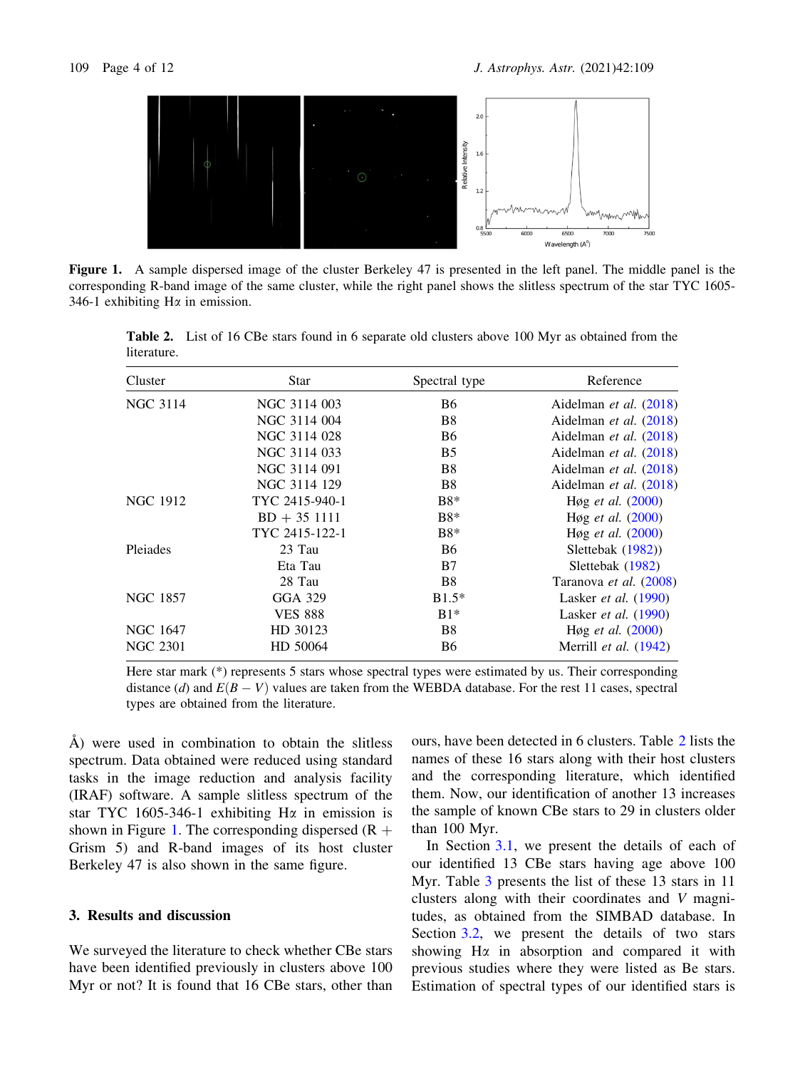**Figure 1.** A sample dispersed image of the cluster Berkeley 47 is presented in the left panel. The middle panel is the corresponding R-band image of the same cluster, while the right panel shows the slitless spectrum of the star TYC 1605-346-1 exhibiting Hα in emission.

**Table 2.** List of 16 CBe stars found in 6 separate old clusters above 100 Myr as obtained from the literature.

| Cluster | Star | Spectral type | Reference |
|---|---|---|---|
| NGC 3114 | NGC 3114 003 | B6 | Aidelman *et al.* (2018) |
| | NGC 3114 004 | B8 | Aidelman *et al.* (2018) |
| | NGC 3114 028 | B6 | Aidelman *et al.* (2018) |
| | NGC 3114 033 | B5 | Aidelman *et al.* (2018) |
| | NGC 3114 091 | B8 | Aidelman *et al.* (2018) |
| | NGC 3114 129 | B8 | Aidelman *et al.* (2018) |
| NGC 1912 | TYC 2415-940-1 | B8* | Høg *et al.* (2000) |
| | BD + 35 1111 | B8* | Høg *et al.* (2000) |
| | TYC 2415-122-1 | B8* | Høg *et al.* (2000) |
| Pleiades | 23 Tau | B6 | Slettebak (1982)) |
| | Eta Tau | B7 | Slettebak (1982) |
| | 28 Tau | B8 | Taranova *et al.* (2008) |
| NGC 1857 | GGA 329 | B1.5* | Lasker *et al.* (1990) |
| | VES 888 | B1* | Lasker *et al.* (1990) |
| NGC 1647 | HD 30123 | B8 | Høg *et al.* (2000) |
| NGC 2301 | HD 50064 | B6 | Merrill *et al.* (1942) |

Here star mark (*) represents 5 stars whose spectral types were estimated by us. Their corresponding distance ($d$) and $E(B-V)$ values are taken from the WEBDA database. For the rest 11 cases, spectral types are obtained from the literature.

Å) were used in combination to obtain the slitless spectrum. Data obtained were reduced using standard tasks in the image reduction and analysis facility (IRAF) software. A sample slitless spectrum of the star TYC 1605-346-1 exhibiting Hα in emission is shown in Figure 1. The corresponding dispersed (R + Grism 5) and R-band images of its host cluster Berkeley 47 is also shown in the same figure.

## 3. Results and discussion

We surveyed the literature to check whether CBe stars have been identified previously in clusters above 100 Myr or not? It is found that 16 CBe stars, other than ours, have been detected in 6 clusters. Table 2 lists the names of these 16 stars along with their host clusters and the corresponding literature, which identified them. Now, our identification of another 13 increases the sample of known CBe stars to 29 in clusters older than 100 Myr.

In Section 3.1, we present the details of each of our identified 13 CBe stars having age above 100 Myr. Table 3 presents the list of these 13 stars in 11 clusters along with their coordinates and $V$ magnitudes, as obtained from the SIMBAD database. In Section 3.2, we present the details of two stars showing Hα in absorption and compared it with previous studies where they were listed as Be stars. Estimation of spectral types of our identified stars is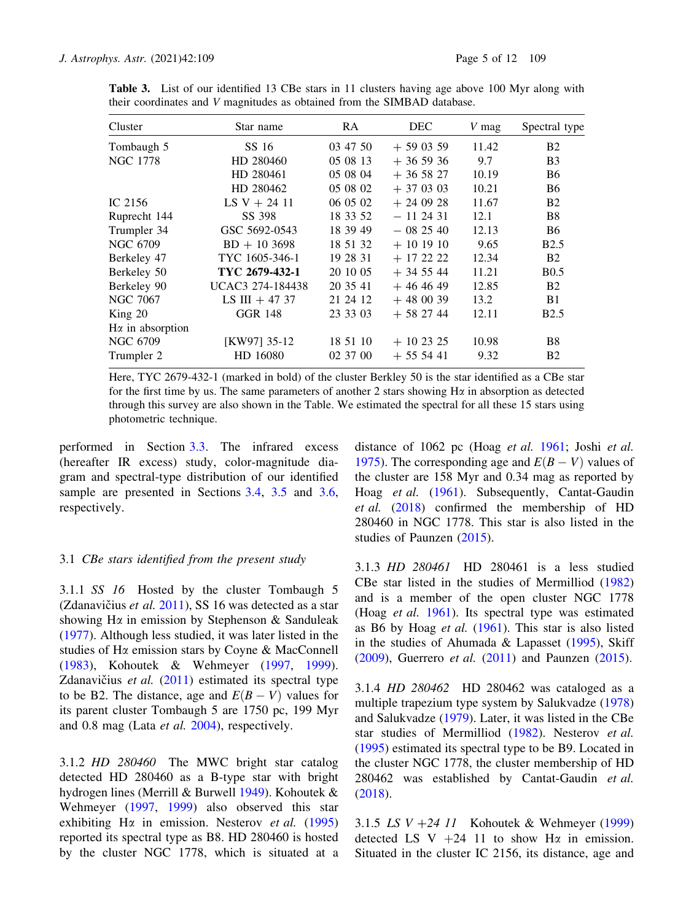**Table 3.** List of our identified 13 CBe stars in 11 clusters having age above 100 Myr along with their coordinates and $V$ magnitudes as obtained from the SIMBAD database.

| Cluster | Star name | RA | DEC | $V$ mag | Spectral type |
|---|---|---|---|---|---|
| Tombaugh 5 | SS 16 | 03 47 50 | + 59 03 59 | 11.42 | B2 |
| NGC 1778 | HD 280460 | 05 08 13 | + 36 59 36 | 9.7 | B3 |
| | HD 280461 | 05 08 04 | + 36 58 27 | 10.19 | B6 |
| | HD 280462 | 05 08 02 | + 37 03 03 | 10.21 | B6 |
| IC 2156 | LS V + 24 11 | 06 05 02 | + 24 09 28 | 11.67 | B2 |
| Ruprecht 144 | SS 398 | 18 33 52 | − 11 24 31 | 12.1 | B8 |
| Trumpler 34 | GSC 5692-0543 | 18 39 49 | − 08 25 40 | 12.13 | B6 |
| NGC 6709 | BD + 10 3698 | 18 51 32 | + 10 19 10 | 9.65 | B2.5 |
| Berkeley 47 | TYC 1605-346-1 | 19 28 31 | + 17 22 22 | 12.34 | B2 |
| Berkeley 50 | **TYC 2679-432-1** | 20 10 05 | + 34 55 44 | 11.21 | B0.5 |
| Berkeley 90 | UCAC3 274-184438 | 20 35 41 | + 46 46 49 | 12.85 | B2 |
| NGC 7067 | LS III + 47 37 | 21 24 12 | + 48 00 39 | 13.2 | B1 |
| King 20 | GGR 148 | 23 33 03 | + 58 27 44 | 12.11 | B2.5 |
| Hα in absorption | | | | | |
| NGC 6709 | [KW97] 35-12 | 18 51 10 | + 10 23 25 | 10.98 | B8 |
| Trumpler 2 | HD 16080 | 02 37 00 | + 55 54 41 | 9.32 | B2 |

Here, TYC 2679-432-1 (marked in bold) of the cluster Berkley 50 is the star identified as a CBe star for the first time by us. The same parameters of another 2 stars showing Hα in absorption as detected through this survey are also shown in the Table. We estimated the spectral for all these 15 stars using photometric technique.

performed in Section 3.3. The infrared excess (hereafter IR excess) study, color-magnitude diagram and spectral-type distribution of our identified sample are presented in Sections 3.4, 3.5 and 3.6, respectively.

### 3.1 *CBe stars identified from the present study*

3.1.1 *SS 16* Hosted by the cluster Tombaugh 5 (Zdanavičius *et al.* 2011), SS 16 was detected as a star showing Hα in emission by Stephenson & Sanduleak (1977). Although less studied, it was later listed in the studies of Hα emission stars by Coyne & MacConnell (1983), Kohoutek & Wehmeyer (1997, 1999). Zdanavičius *et al.* (2011) estimated its spectral type to be B2. The distance, age and $E(B-V)$ values for its parent cluster Tombaugh 5 are 1750 pc, 199 Myr and 0.8 mag (Lata *et al.* 2004), respectively.

3.1.2 *HD 280460* The MWC bright star catalog detected HD 280460 as a B-type star with bright hydrogen lines (Merrill & Burwell 1949). Kohoutek & Wehmeyer (1997, 1999) also observed this star exhibiting Hα in emission. Nesterov *et al.* (1995) reported its spectral type as B8. HD 280460 is hosted by the cluster NGC 1778, which is situated at a distance of 1062 pc (Hoag *et al.* 1961; Joshi *et al.* 1975). The corresponding age and $E(B-V)$ values of the cluster are 158 Myr and 0.34 mag as reported by Hoag *et al.* (1961). Subsequently, Cantat-Gaudin *et al.* (2018) confirmed the membership of HD 280460 in NGC 1778. This star is also listed in the studies of Paunzen (2015).

3.1.3 *HD 280461* HD 280461 is a less studied CBe star listed in the studies of Mermilliod (1982) and is a member of the open cluster NGC 1778 (Hoag *et al.* 1961). Its spectral type was estimated as B6 by Hoag *et al.* (1961). This star is also listed in the studies of Ahumada & Lapasset (1995), Skiff (2009), Guerrero *et al.* (2011) and Paunzen (2015).

3.1.4 *HD 280462* HD 280462 was cataloged as a multiple trapezium type system by Salukvadze (1978) and Salukvadze (1979). Later, it was listed in the CBe star studies of Mermilliod (1982). Nesterov *et al.* (1995) estimated its spectral type to be B9. Located in the cluster NGC 1778, the cluster membership of HD 280462 was established by Cantat-Gaudin *et al.* (2018).

3.1.5 *LS V +24 11* Kohoutek & Wehmeyer (1999) detected LS V +24 11 to show Hα in emission. Situated in the cluster IC 2156, its distance, age and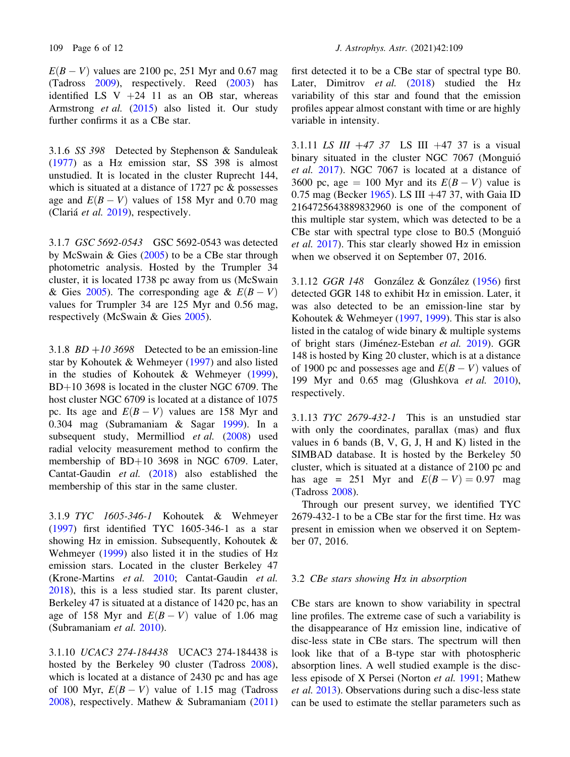$E(B-V)$ values are 2100 pc, 251 Myr and 0.67 mag (Tadross 2009), respectively. Reed (2003) has identified LS V +24 11 as an OB star, whereas Armstrong *et al.* (2015) also listed it. Our study further confirms it as a CBe star.

#### 3.1.6 *SS 398*

Detected by Stephenson & Sanduleak (1977) as a Hα emission star, SS 398 is almost unstudied. It is located in the cluster Ruprecht 144, which is situated at a distance of 1727 pc & possesses age and $E(B-V)$ values of 158 Myr and 0.70 mag (Clariá *et al.* 2019), respectively.

#### 3.1.7 *GSC 5692-0543*

GSC 5692-0543 was detected by McSwain & Gies (2005) to be a CBe star through photometric analysis. Hosted by the Trumpler 34 cluster, it is located 1738 pc away from us (McSwain & Gies 2005). The corresponding age & $E(B-V)$ values for Trumpler 34 are 125 Myr and 0.56 mag, respectively (McSwain & Gies 2005).

#### 3.1.8 *BD +10 3698*

Detected to be an emission-line star by Kohoutek & Wehmeyer (1997) and also listed in the studies of Kohoutek & Wehmeyer (1999), BD+10 3698 is located in the cluster NGC 6709. The host cluster NGC 6709 is located at a distance of 1075 pc. Its age and $E(B-V)$ values are 158 Myr and 0.304 mag (Subramaniam & Sagar 1999). In a subsequent study, Mermilliod *et al.* (2008) used radial velocity measurement method to confirm the membership of BD+10 3698 in NGC 6709. Later, Cantat-Gaudin *et al.* (2018) also established the membership of this star in the same cluster.

#### 3.1.9 *TYC 1605-346-1*

Kohoutek & Wehmeyer (1997) first identified TYC 1605-346-1 as a star showing Hα in emission. Subsequently, Kohoutek & Wehmeyer (1999) also listed it in the studies of Hα emission stars. Located in the cluster Berkeley 47 (Krone-Martins *et al.* 2010; Cantat-Gaudin *et al.* 2018), this is a less studied star. Its parent cluster, Berkeley 47 is situated at a distance of 1420 pc, has an age of 158 Myr and $E(B-V)$ value of 1.06 mag (Subramaniam *et al.* 2010).

#### 3.1.10 *UCAC3 274-184438*

UCAC3 274-184438 is hosted by the Berkeley 90 cluster (Tadross 2008), which is located at a distance of 2430 pc and has age of 100 Myr, $E(B-V)$ value of 1.15 mag (Tadross 2008), respectively. Mathew & Subramaniam (2011) first detected it to be a CBe star of spectral type B0. Later, Dimitrov *et al.* (2018) studied the Hα variability of this star and found that the emission profiles appear almost constant with time or are highly variable in intensity.

#### 3.1.11 *LS III +47 37*

LS III +47 37 is a visual binary situated in the cluster NGC 7067 (Monguió *et al.* 2017). NGC 7067 is located at a distance of 3600 pc, age = 100 Myr and its $E(B-V)$ value is 0.75 mag (Becker 1965). LS III +47 37, with Gaia ID 2164725643889832960 is one of the component of this multiple star system, which was detected to be a CBe star with spectral type close to B0.5 (Monguió *et al.* 2017). This star clearly showed Hα in emission when we observed it on September 07, 2016.

#### 3.1.12 *GGR 148*

González & González (1956) first detected GGR 148 to exhibit Hα in emission. Later, it was also detected to be an emission-line star by Kohoutek & Wehmeyer (1997, 1999). This star is also listed in the catalog of wide binary & multiple systems of bright stars (Jiménez-Esteban *et al.* 2019). GGR 148 is hosted by King 20 cluster, which is at a distance of 1900 pc and possesses age and $E(B-V)$ values of 199 Myr and 0.65 mag (Glushkova *et al.* 2010), respectively.

#### 3.1.13 *TYC 2679-432-1*

This is an unstudied star with only the coordinates, parallax (mas) and flux values in 6 bands (B, V, G, J, H and K) listed in the SIMBAD database. It is hosted by the Berkeley 50 cluster, which is situated at a distance of 2100 pc and has age = 251 Myr and $E(B-V) = 0.97$ mag (Tadross 2008).

Through our present survey, we identified TYC 2679-432-1 to be a CBe star for the first time. Hα was present in emission when we observed it on September 07, 2016.

### 3.2 *CBe stars showing Hα in absorption*

CBe stars are known to show variability in spectral line profiles. The extreme case of such a variability is the disappearance of Hα emission line, indicative of disc-less state in CBe stars. The spectrum will then look like that of a B-type star with photospheric absorption lines. A well studied example is the disc-less episode of X Persei (Norton *et al.* 1991; Mathew *et al.* 2013). Observations during such a disc-less state can be used to estimate the stellar parameters such as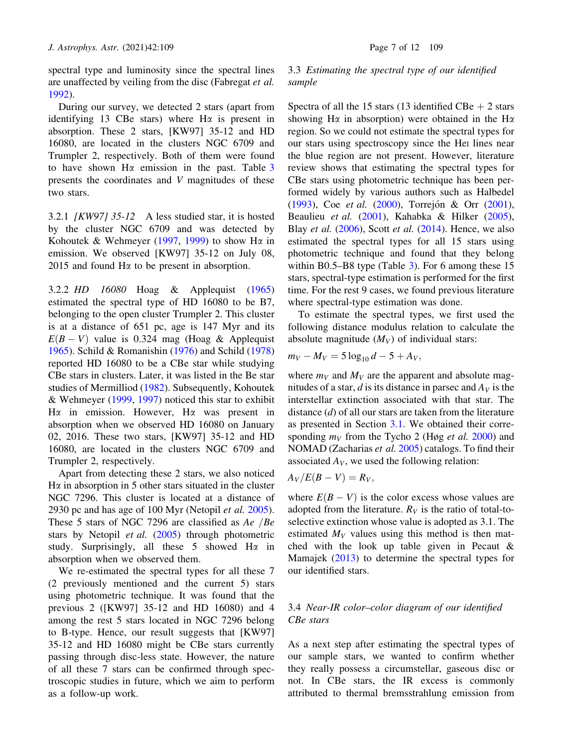spectral type and luminosity since the spectral lines are unaffected by veiling from the disc (Fabregat *et al.* 1992).

During our survey, we detected 2 stars (apart from identifying 13 CBe stars) where H$\alpha$ is present in absorption. These 2 stars, [KW97] 35-12 and HD 16080, are located in the clusters NGC 6709 and Trumpler 2, respectively. Both of them were found to have shown H$\alpha$ emission in the past. Table 3 presents the coordinates and $V$ magnitudes of these two stars.

#### 3.2.1 *[KW97] 35-12*

A less studied star, it is hosted by the cluster NGC 6709 and was detected by Kohoutek & Wehmeyer (1997, 1999) to show H$\alpha$ in emission. We observed [KW97] 35-12 on July 08, 2015 and found H$\alpha$ to be present in absorption.

#### 3.2.2 *HD 16080*

Hoag & Applequist (1965) estimated the spectral type of HD 16080 to be B7, belonging to the open cluster Trumpler 2. This cluster is at a distance of 651 pc, age is 147 Myr and its $E(B-V)$ value is 0.324 mag (Hoag & Applequist 1965). Schild & Romanishin (1976) and Schild (1978) reported HD 16080 to be a CBe star while studying CBe stars in clusters. Later, it was listed in the Be star studies of Mermilliod (1982). Subsequently, Kohoutek & Wehmeyer (1999, 1997) noticed this star to exhibit H$\alpha$ in emission. However, H$\alpha$ was present in absorption when we observed HD 16080 on January 02, 2016. These two stars, [KW97] 35-12 and HD 16080, are located in the clusters NGC 6709 and Trumpler 2, respectively.

Apart from detecting these 2 stars, we also noticed H$\alpha$ in absorption in 5 other stars situated in the cluster NGC 7296. This cluster is located at a distance of 2930 pc and has age of 100 Myr (Netopil *et al.* 2005). These 5 stars of NGC 7296 are classified as *Ae* /*Be* stars by Netopil *et al.* (2005) through photometric study. Surprisingly, all these 5 showed H$\alpha$ in absorption when we observed them.

We re-estimated the spectral types for all these 7 (2 previously mentioned and the current 5) stars using photometric technique. It was found that the previous 2 ([KW97] 35-12 and HD 16080) and 4 among the rest 5 stars located in NGC 7296 belong to B-type. Hence, our result suggests that [KW97] 35-12 and HD 16080 might be CBe stars currently passing through disc-less state. However, the nature of all these 7 stars can be confirmed through spectroscopic studies in future, which we aim to perform as a follow-up work.

### 3.3 *Estimating the spectral type of our identified sample*

Spectra of all the 15 stars (13 identified CBe + 2 stars showing H$\alpha$ in absorption) were obtained in the H$\alpha$ region. So we could not estimate the spectral types for our stars using spectroscopy since the HeI lines near the blue region are not present. However, literature review shows that estimating the spectral types for CBe stars using photometric technique has been performed widely by various authors such as Halbedel (1993), Coe *et al.* (2000), Torrejón & Orr (2001), Beaulieu *et al.* (2001), Kahabka & Hilker (2005), Blay *et al.* (2006), Scott *et al.* (2014). Hence, we also estimated the spectral types for all 15 stars using photometric technique and found that they belong within B0.5–B8 type (Table 3). For 6 among these 15 stars, spectral-type estimation is performed for the first time. For the rest 9 cases, we found previous literature where spectral-type estimation was done.

To estimate the spectral types, we first used the following distance modulus relation to calculate the absolute magnitude ($M_V$) of individual stars:

$$m_V - M_V = 5\log_{10} d - 5 + A_V,$$

where $m_V$ and $M_V$ are the apparent and absolute magnitudes of a star, $d$ is its distance in parsec and $A_V$ is the interstellar extinction associated with that star. The distance ($d$) of all our stars are taken from the literature as presented in Section 3.1. We obtained their corresponding $m_V$ from the Tycho 2 (Høg *et al.* 2000) and NOMAD (Zacharias *et al.* 2005) catalogs. To find their associated $A_V$, we used the following relation:

$$A_V/E(B-V) = R_V,$$

where $E(B-V)$ is the color excess whose values are adopted from the literature. $R_V$ is the ratio of total-to-selective extinction whose value is adopted as 3.1. The estimated $M_V$ values using this method is then matched with the look up table given in Pecaut & Mamajek (2013) to determine the spectral types for our identified stars.

### 3.4 *Near-IR color–color diagram of our identified CBe stars*

As a next step after estimating the spectral types of our sample stars, we wanted to confirm whether they really possess a circumstellar, gaseous disc or not. In CBe stars, the IR excess is commonly attributed to thermal bremsstrahlung emission from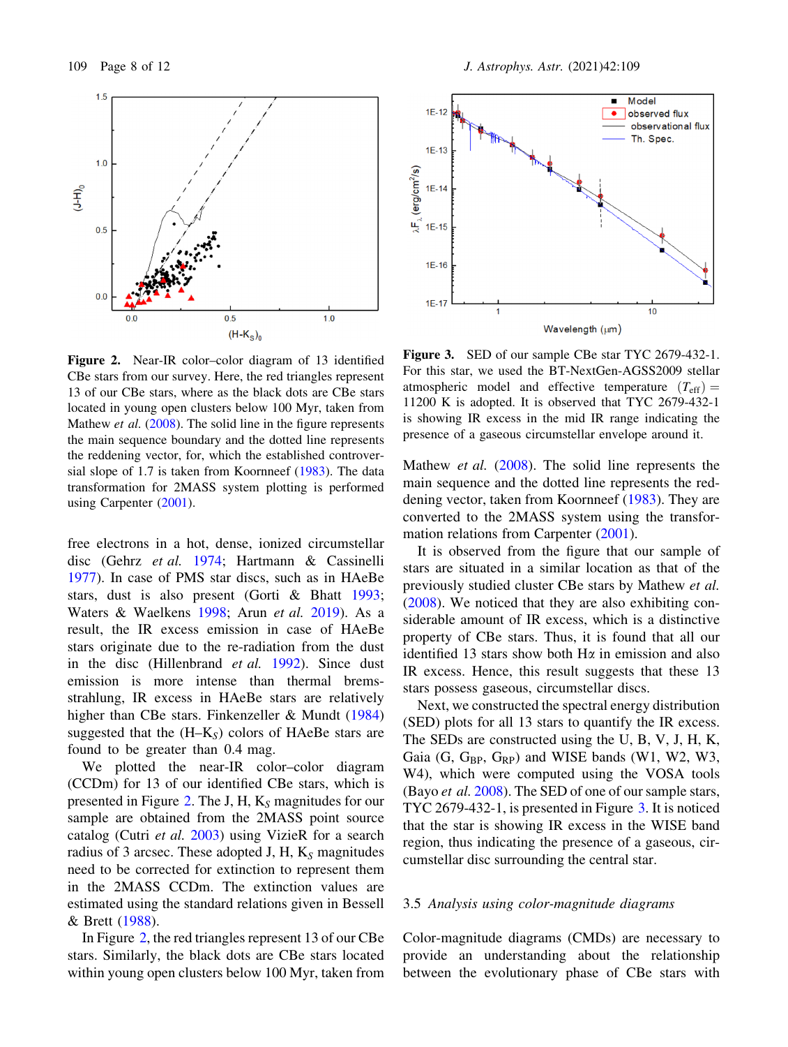**Figure 2.** Near-IR color–color diagram of 13 identified CBe stars from our survey. Here, the red triangles represent 13 of our CBe stars, where as the black dots are CBe stars located in young open clusters below 100 Myr, taken from Mathew *et al.* (2008). The solid line in the figure represents the main sequence boundary and the dotted line represents the reddening vector, for, which the established controversial slope of 1.7 is taken from Koornneef (1983). The data transformation for 2MASS system plotting is performed using Carpenter (2001).

free electrons in a hot, dense, ionized circumstellar disc (Gehrz *et al.* 1974; Hartmann & Cassinelli 1977). In case of PMS star discs, such as in HAeBe stars, dust is also present (Gorti & Bhatt 1993; Waters & Waelkens 1998; Arun *et al.* 2019). As a result, the IR excess emission in case of HAeBe stars originate due to the re-radiation from the dust in the disc (Hillenbrand *et al.* 1992). Since dust emission is more intense than thermal bremsstrahlung, IR excess in HAeBe stars are relatively higher than CBe stars. Finkenzeller & Mundt (1984) suggested that the ($H$–$K_S$) colors of HAeBe stars are found to be greater than 0.4 mag.

We plotted the near-IR color–color diagram (CCDm) for 13 of our identified CBe stars, which is presented in Figure 2. The J, H, $K_S$ magnitudes for our sample are obtained from the 2MASS point source catalog (Cutri *et al.* 2003) using VizieR for a search radius of 3 arcsec. These adopted J, H, $K_S$ magnitudes need to be corrected for extinction to represent them in the 2MASS CCDm. The extinction values are estimated using the standard relations given in Bessell & Brett (1988).

In Figure 2, the red triangles represent 13 of our CBe stars. Similarly, the black dots are CBe stars located within young open clusters below 100 Myr, taken from Mathew *et al.* (2008). The solid line represents the main sequence and the dotted line represents the reddening vector, taken from Koornneef (1983). They are converted to the 2MASS system using the transformation relations from Carpenter (2001).

It is observed from the figure that our sample of stars are situated in a similar location as that of the previously studied cluster CBe stars by Mathew *et al.* (2008). We noticed that they are also exhibiting considerable amount of IR excess, which is a distinctive property of CBe stars. Thus, it is found that all our identified 13 stars show both Hα in emission and also IR excess. Hence, this result suggests that these 13 stars possess gaseous, circumstellar discs.

**Figure 3.** SED of our sample CBe star TYC 2679-432-1. For this star, we used the BT-NextGen-AGSS2009 stellar atmospheric model and effective temperature ($T_{\rm eff}$) = 11200 K is adopted. It is observed that TYC 2679-432-1 is showing IR excess in the mid IR range indicating the presence of a gaseous circumstellar envelope around it.

Next, we constructed the spectral energy distribution (SED) plots for all 13 stars to quantify the IR excess. The SEDs are constructed using the U, B, V, J, H, K, Gaia (G, $G_{BP}$, $G_{RP}$) and WISE bands (W1, W2, W3, W4), which were computed using the VOSA tools (Bayo *et al.* 2008). The SED of one of our sample stars, TYC 2679-432-1, is presented in Figure 3. It is noticed that the star is showing IR excess in the WISE band region, thus indicating the presence of a gaseous, circumstellar disc surrounding the central star.

### 3.5 *Analysis using color-magnitude diagrams*

Color-magnitude diagrams (CMDs) are necessary to provide an understanding about the relationship between the evolutionary phase of CBe stars with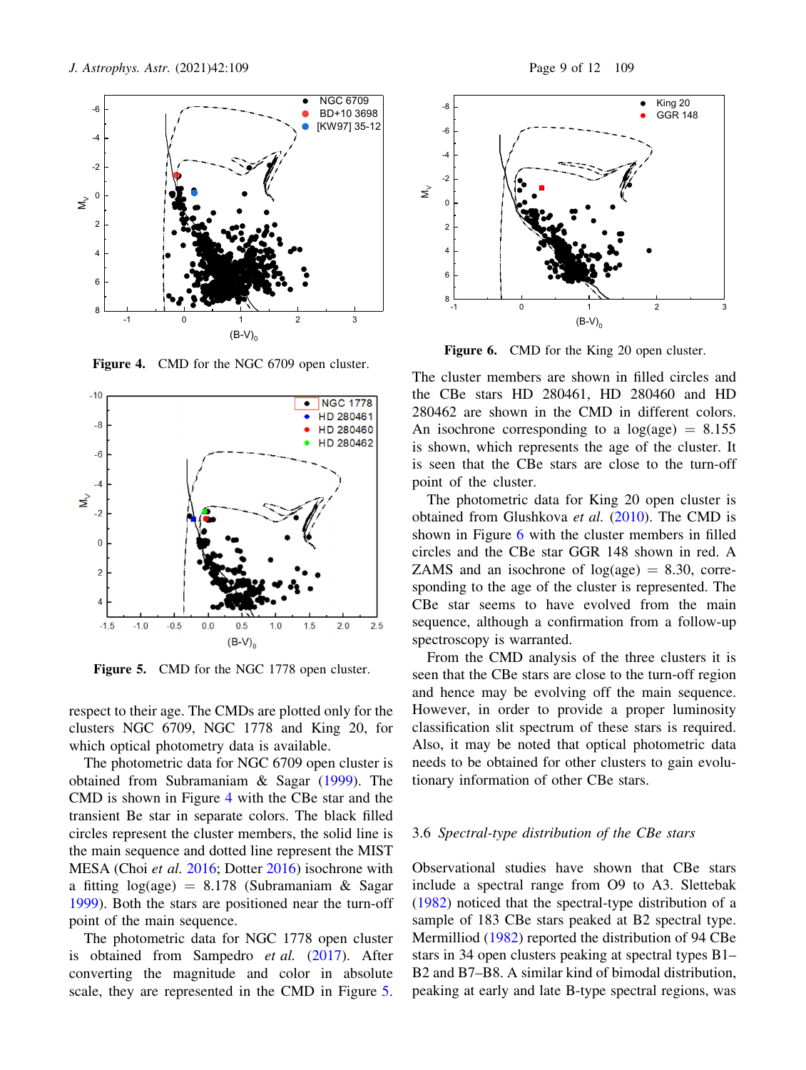Figure 4. CMD for the NGC 6709 open cluster.

Figure 5. CMD for the NGC 1778 open cluster.

respect to their age. The CMDs are plotted only for the clusters NGC 6709, NGC 1778 and King 20, for which optical photometry data is available.

The photometric data for NGC 6709 open cluster is obtained from Subramaniam & Sagar (1999). The CMD is shown in Figure 4 with the CBe star and the transient Be star in separate colors. The black filled circles represent the cluster members, the solid line is the main sequence and dotted line represent the MIST MESA (Choi *et al.* 2016; Dotter 2016) isochrone with a fitting log(age) = 8.178 (Subramaniam & Sagar 1999). Both the stars are positioned near the turn-off point of the main sequence.

The photometric data for NGC 1778 open cluster is obtained from Sampedro *et al.* (2017). After converting the magnitude and color in absolute scale, they are represented in the CMD in Figure 5.

Figure 6. CMD for the King 20 open cluster.

The cluster members are shown in filled circles and the CBe stars HD 280461, HD 280460 and HD 280462 are shown in the CMD in different colors. An isochrone corresponding to a log(age) = 8.155 is shown, which represents the age of the cluster. It is seen that the CBe stars are close to the turn-off point of the cluster.

The photometric data for King 20 open cluster is obtained from Glushkova *et al.* (2010). The CMD is shown in Figure 6 with the cluster members in filled circles and the CBe star GGR 148 shown in red. A ZAMS and an isochrone of log(age) = 8.30, corresponding to the age of the cluster is represented. The CBe star seems to have evolved from the main sequence, although a confirmation from a follow-up spectroscopy is warranted.

From the CMD analysis of the three clusters it is seen that the CBe stars are close to the turn-off region and hence may be evolving off the main sequence. However, in order to provide a proper luminosity classification slit spectrum of these stars is required. Also, it may be noted that optical photometric data needs to be obtained for other clusters to gain evolutionary information of other CBe stars.

### 3.6 *Spectral-type distribution of the CBe stars*

Observational studies have shown that CBe stars include a spectral range from O9 to A3. Slettebak (1982) noticed that the spectral-type distribution of a sample of 183 CBe stars peaked at B2 spectral type. Mermilliod (1982) reported the distribution of 94 CBe stars in 34 open clusters peaking at spectral types B1–B2 and B7–B8. A similar kind of bimodal distribution, peaking at early and late B-type spectral regions, was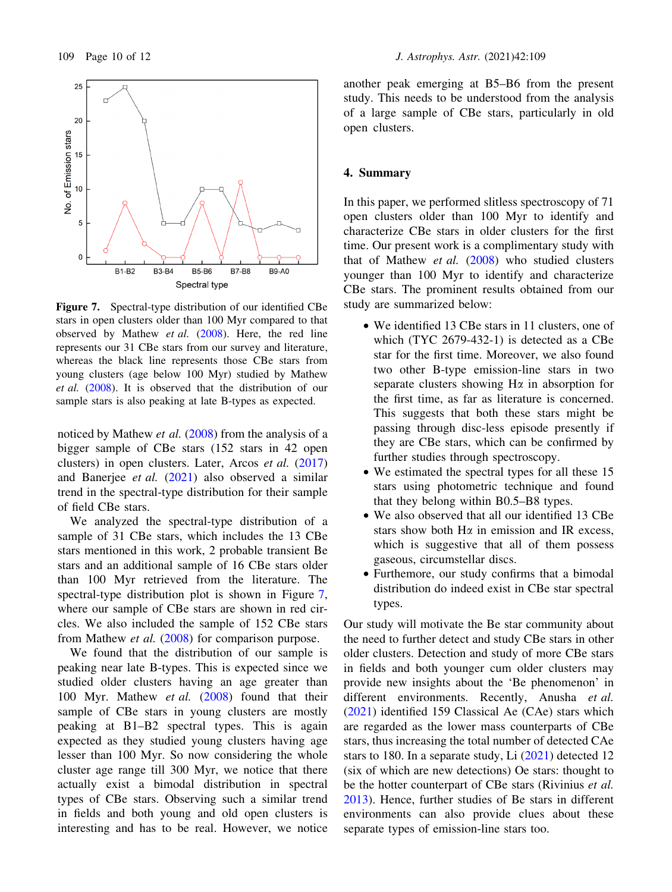**Figure 7.** Spectral-type distribution of our identified CBe stars in open clusters older than 100 Myr compared to that observed by Mathew *et al.* (2008). Here, the red line represents our 31 CBe stars from our survey and literature, whereas the black line represents those CBe stars from young clusters (age below 100 Myr) studied by Mathew *et al.* (2008). It is observed that the distribution of our sample stars is also peaking at late B-types as expected.

noticed by Mathew *et al.* (2008) from the analysis of a bigger sample of CBe stars (152 stars in 42 open clusters) in open clusters. Later, Arcos *et al.* (2017) and Banerjee *et al.* (2021) also observed a similar trend in the spectral-type distribution for their sample of field CBe stars.

We analyzed the spectral-type distribution of a sample of 31 CBe stars, which includes the 13 CBe stars mentioned in this work, 2 probable transient Be stars and an additional sample of 16 CBe stars older than 100 Myr retrieved from the literature. The spectral-type distribution plot is shown in Figure 7, where our sample of CBe stars are shown in red circles. We also included the sample of 152 CBe stars from Mathew *et al.* (2008) for comparison purpose.

We found that the distribution of our sample is peaking near late B-types. This is expected since we studied older clusters having an age greater than 100 Myr. Mathew *et al.* (2008) found that their sample of CBe stars in young clusters are mostly peaking at B1–B2 spectral types. This is again expected as they studied young clusters having age lesser than 100 Myr. So now considering the whole cluster age range till 300 Myr, we notice that there actually exist a bimodal distribution in spectral types of CBe stars. Observing such a similar trend in fields and both young and old open clusters is interesting and has to be real. However, we notice another peak emerging at B5–B6 from the present study. This needs to be understood from the analysis of a large sample of CBe stars, particularly in old open clusters.

## 4. Summary

In this paper, we performed slitless spectroscopy of 71 open clusters older than 100 Myr to identify and characterize CBe stars in older clusters for the first time. Our present work is a complimentary study with that of Mathew *et al.* (2008) who studied clusters younger than 100 Myr to identify and characterize CBe stars. The prominent results obtained from our study are summarized below:

- We identified 13 CBe stars in 11 clusters, one of which (TYC 2679-432-1) is detected as a CBe star for the first time. Moreover, we also found two other B-type emission-line stars in two separate clusters showing H$\alpha$ in absorption for the first time, as far as literature is concerned. This suggests that both these stars might be passing through disc-less episode presently if they are CBe stars, which can be confirmed by further studies through spectroscopy.
- We estimated the spectral types for all these 15 stars using photometric technique and found that they belong within B0.5–B8 types.
- We also observed that all our identified 13 CBe stars show both H$\alpha$ in emission and IR excess, which is suggestive that all of them possess gaseous, circumstellar discs.
- Furthemore, our study confirms that a bimodal distribution do indeed exist in CBe star spectral types.

Our study will motivate the Be star community about the need to further detect and study CBe stars in other older clusters. Detection and study of more CBe stars in fields and both younger cum older clusters may provide new insights about the 'Be phenomenon' in different environments. Recently, Anusha *et al.* (2021) identified 159 Classical Ae (CAe) stars which are regarded as the lower mass counterparts of CBe stars, thus increasing the total number of detected CAe stars to 180. In a separate study, Li (2021) detected 12 (six of which are new detections) Oe stars: thought to be the hotter counterpart of CBe stars (Rivinius *et al.* 2013). Hence, further studies of Be stars in different environments can also provide clues about these separate types of emission-line stars too.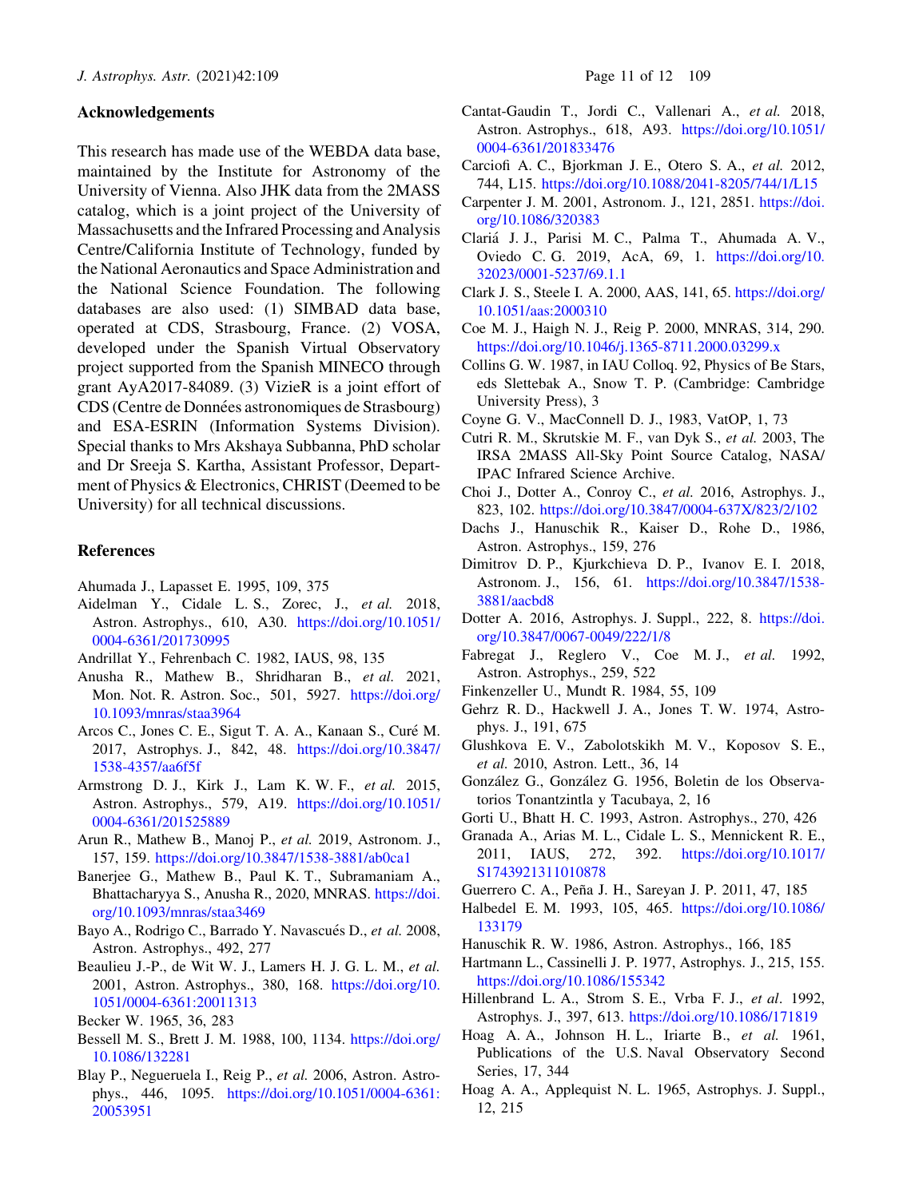## Acknowledgements

This research has made use of the WEBDA data base, maintained by the Institute for Astronomy of the University of Vienna. Also JHK data from the 2MASS catalog, which is a joint project of the University of Massachusetts and the Infrared Processing and Analysis Centre/California Institute of Technology, funded by the National Aeronautics and Space Administration and the National Science Foundation. The following databases are also used: (1) SIMBAD data base, operated at CDS, Strasbourg, France. (2) VOSA, developed under the Spanish Virtual Observatory project supported from the Spanish MINECO through grant AyA2017-84089. (3) VizieR is a joint effort of CDS (Centre de Données astronomiques de Strasbourg) and ESA-ESRIN (Information Systems Division). Special thanks to Mrs Akshaya Subbanna, PhD scholar and Dr Sreeja S. Kartha, Assistant Professor, Department of Physics & Electronics, CHRIST (Deemed to be University) for all technical discussions.

## References

Ahumada J., Lapasset E. 1995, 109, 375

Aidelman Y., Cidale L. S., Zorec, J., *et al.* 2018, Astron. Astrophys., 610, A30. https://doi.org/10.1051/0004-6361/201730995

Andrillat Y., Fehrenbach C. 1982, IAUS, 98, 135

Anusha R., Mathew B., Shridharan B., *et al.* 2021, Mon. Not. R. Astron. Soc., 501, 5927. https://doi.org/10.1093/mnras/staa3964

Arcos C., Jones C. E., Sigut T. A. A., Kanaan S., Curé M. 2017, Astrophys. J., 842, 48. https://doi.org/10.3847/1538-4357/aa6f5f

Armstrong D. J., Kirk J., Lam K. W. F., *et al.* 2015, Astron. Astrophys., 579, A19. https://doi.org/10.1051/0004-6361/201525889

Arun R., Mathew B., Manoj P., *et al.* 2019, Astronom. J., 157, 159. https://doi.org/10.3847/1538-3881/ab0ca1

Banerjee G., Mathew B., Paul K. T., Subramaniam A., Bhattacharyya S., Anusha R., 2020, MNRAS. https://doi.org/10.1093/mnras/staa3469

Bayo A., Rodrigo C., Barrado Y. Navascués D., *et al.* 2008, Astron. Astrophys., 492, 277

Beaulieu J.-P., de Wit W. J., Lamers H. J. G. L. M., *et al.* 2001, Astron. Astrophys., 380, 168. https://doi.org/10.1051/0004-6361:20011313

Becker W. 1965, 36, 283

Bessell M. S., Brett J. M. 1988, 100, 1134. https://doi.org/10.1086/132281

Blay P., Negueruela I., Reig P., *et al.* 2006, Astron. Astrophys., 446, 1095. https://doi.org/10.1051/0004-6361:20053951

Cantat-Gaudin T., Jordi C., Vallenari A., *et al.* 2018, Astron. Astrophys., 618, A93. https://doi.org/10.1051/0004-6361/201833476

Carciofi A. C., Bjorkman J. E., Otero S. A., *et al.* 2012, 744, L15. https://doi.org/10.1088/2041-8205/744/1/L15

Carpenter J. M. 2001, Astronom. J., 121, 2851. https://doi.org/10.1086/320383

Clariá J. J., Parisi M. C., Palma T., Ahumada A. V., Oviedo C. G. 2019, AcA, 69, 1. https://doi.org/10.32023/0001-5237/69.1.1

Clark J. S., Steele I. A. 2000, AAS, 141, 65. https://doi.org/10.1051/aas:2000310

Coe M. J., Haigh N. J., Reig P. 2000, MNRAS, 314, 290. https://doi.org/10.1046/j.1365-8711.2000.03299.x

Collins G. W. 1987, in IAU Colloq. 92, Physics of Be Stars, eds Slettebak A., Snow T. P. (Cambridge: Cambridge University Press), 3

Coyne G. V., MacConnell D. J., 1983, VatOP, 1, 73

Cutri R. M., Skrutskie M. F., van Dyk S., *et al.* 2003, The IRSA 2MASS All-Sky Point Source Catalog, NASA/IPAC Infrared Science Archive.

Choi J., Dotter A., Conroy C., *et al.* 2016, Astrophys. J., 823, 102. https://doi.org/10.3847/0004-637X/823/2/102

Dachs J., Hanuschik R., Kaiser D., Rohe D., 1986, Astron. Astrophys., 159, 276

Dimitrov D. P., Kjurkchieva D. P., Ivanov E. I. 2018, Astronom. J., 156, 61. https://doi.org/10.3847/1538-3881/aacbd8

Dotter A. 2016, Astrophys. J. Suppl., 222, 8. https://doi.org/10.3847/0067-0049/222/1/8

Fabregat J., Reglero V., Coe M. J., *et al.* 1992, Astron. Astrophys., 259, 522

Finkenzeller U., Mundt R. 1984, 55, 109

Gehrz R. D., Hackwell J. A., Jones T. W. 1974, Astrophys. J., 191, 675

Glushkova E. V., Zabolotskikh M. V., Koposov S. E., *et al.* 2010, Astron. Lett., 36, 14

González G., González G. 1956, Boletin de los Observatorios Tonantzintla y Tacubaya, 2, 16

Gorti U., Bhatt H. C. 1993, Astron. Astrophys., 270, 426

Granada A., Arias M. L., Cidale L. S., Mennickent R. E., 2011, IAUS, 272, 392. https://doi.org/10.1017/S1743921311010878

Guerrero C. A., Peña J. H., Sareyan J. P. 2011, 47, 185

Halbedel E. M. 1993, 105, 465. https://doi.org/10.1086/133179

Hanuschik R. W. 1986, Astron. Astrophys., 166, 185

Hartmann L., Cassinelli J. P. 1977, Astrophys. J., 215, 155. https://doi.org/10.1086/155342

Hillenbrand L. A., Strom S. E., Vrba F. J., *et al*. 1992, Astrophys. J., 397, 613. https://doi.org/10.1086/171819

Hoag A. A., Johnson H. L., Iriarte B., *et al.* 1961, Publications of the U.S. Naval Observatory Second Series, 17, 344

Hoag A. A., Applequist N. L. 1965, Astrophys. J. Suppl., 12, 215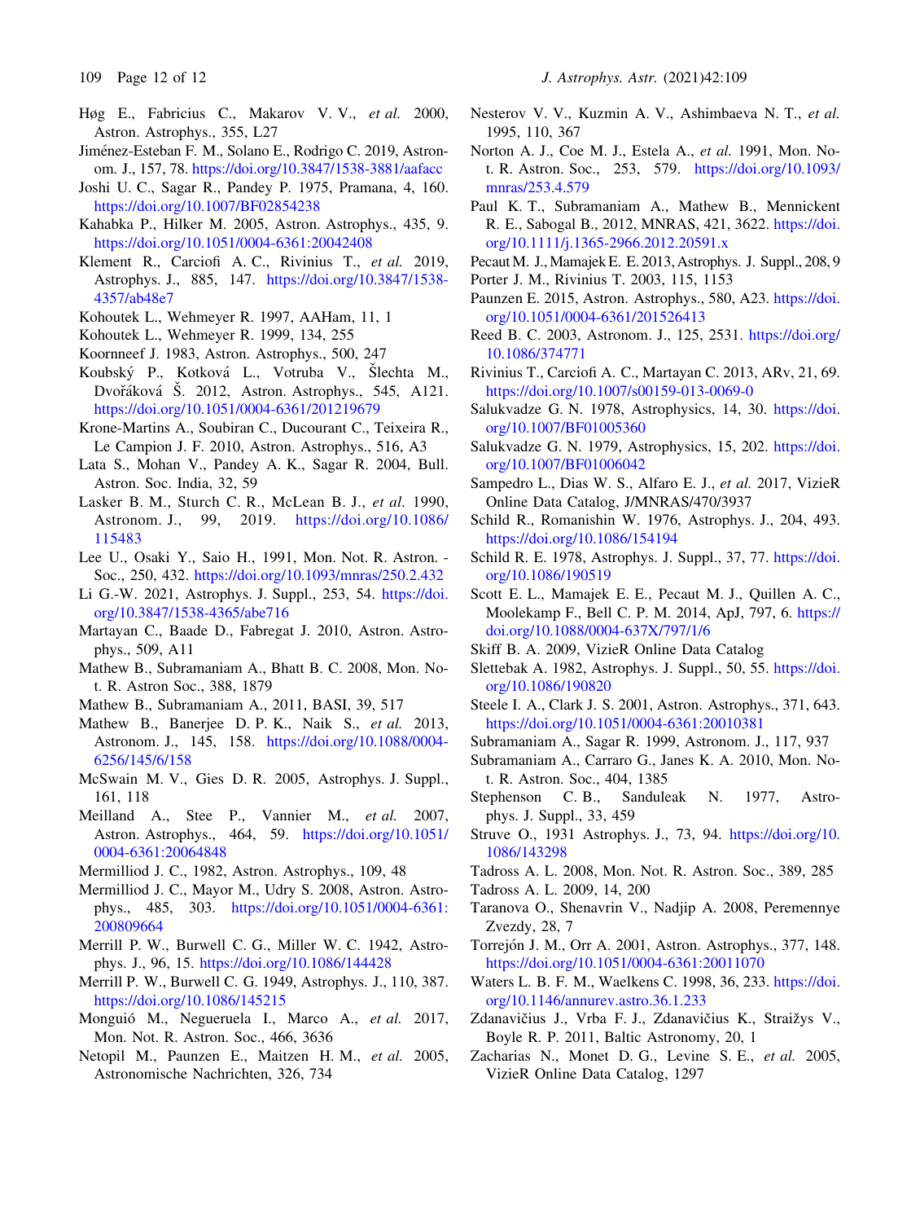Høg E., Fabricius C., Makarov V. V., *et al.* 2000, Astron. Astrophys., 355, L27

Jiménez-Esteban F. M., Solano E., Rodrigo C. 2019, Astronom. J., 157, 78. https://doi.org/10.3847/1538-3881/aafacc

Joshi U. C., Sagar R., Pandey P. 1975, Pramana, 4, 160. https://doi.org/10.1007/BF02854238

Kahabka P., Hilker M. 2005, Astron. Astrophys., 435, 9. https://doi.org/10.1051/0004-6361:20042408

Klement R., Carciofi A. C., Rivinius T., *et al.* 2019, Astrophys. J., 885, 147. https://doi.org/10.3847/1538-4357/ab48e7

Kohoutek L., Wehmeyer R. 1997, AAHam, 11, 1

Kohoutek L., Wehmeyer R. 1999, 134, 255

Koornneef J. 1983, Astron. Astrophys., 500, 247

Koubský P., Kotková L., Votruba V., Šlechta M., Dvořáková Š. 2012, Astron. Astrophys., 545, A121. https://doi.org/10.1051/0004-6361/201219679

Krone-Martins A., Soubiran C., Ducourant C., Teixeira R., Le Campion J. F. 2010, Astron. Astrophys., 516, A3

Lata S., Mohan V., Pandey A. K., Sagar R. 2004, Bull. Astron. Soc. India, 32, 59

Lasker B. M., Sturch C. R., McLean B. J., *et al.* 1990, Astronom. J., 99, 2019. https://doi.org/10.1086/115483

Lee U., Osaki Y., Saio H., 1991, Mon. Not. R. Astron. Soc., 250, 432. https://doi.org/10.1093/mnras/250.2.432

Li G.-W. 2021, Astrophys. J. Suppl., 253, 54. https://doi.org/10.3847/1538-4365/abe716

Martayan C., Baade D., Fabregat J. 2010, Astron. Astrophys., 509, A11

Mathew B., Subramaniam A., Bhatt B. C. 2008, Mon. Not. R. Astron Soc., 388, 1879

Mathew B., Subramaniam A., 2011, BASI, 39, 517

Mathew B., Banerjee D. P. K., Naik S., *et al.* 2013, Astronom. J., 145, 158. https://doi.org/10.1088/0004-6256/145/6/158

McSwain M. V., Gies D. R. 2005, Astrophys. J. Suppl., 161, 118

Meilland A., Stee P., Vannier M., *et al.* 2007, Astron. Astrophys., 464, 59. https://doi.org/10.1051/0004-6361:20064848

Mermilliod J. C., 1982, Astron. Astrophys., 109, 48

Mermilliod J. C., Mayor M., Udry S. 2008, Astron. Astrophys., 485, 303. https://doi.org/10.1051/0004-6361:200809664

Merrill P. W., Burwell C. G., Miller W. C. 1942, Astrophys. J., 96, 15. https://doi.org/10.1086/144428

Merrill P. W., Burwell C. G. 1949, Astrophys. J., 110, 387. https://doi.org/10.1086/145215

Monguió M., Negueruela I., Marco A., *et al.* 2017, Mon. Not. R. Astron. Soc., 466, 3636

Netopil M., Paunzen E., Maitzen H. M., *et al.* 2005, Astronomische Nachrichten, 326, 734

Nesterov V. V., Kuzmin A. V., Ashimbaeva N. T., *et al.* 1995, 110, 367

Norton A. J., Coe M. J., Estela A., *et al.* 1991, Mon. Not. R. Astron. Soc., 253, 579. https://doi.org/10.1093/mnras/253.4.579

Paul K. T., Subramaniam A., Mathew B., Mennickent R. E., Sabogal B., 2012, MNRAS, 421, 3622. https://doi.org/10.1111/j.1365-2966.2012.20591.x

Pecaut M. J., Mamajek E. E. 2013, Astrophys. J. Suppl., 208, 9

Porter J. M., Rivinius T. 2003, 115, 1153

Paunzen E. 2015, Astron. Astrophys., 580, A23. https://doi.org/10.1051/0004-6361/201526413

Reed B. C. 2003, Astronom. J., 125, 2531. https://doi.org/10.1086/374771

Rivinius T., Carciofi A. C., Martayan C. 2013, ARv, 21, 69. https://doi.org/10.1007/s00159-013-0069-0

Salukvadze G. N. 1978, Astrophysics, 14, 30. https://doi.org/10.1007/BF01005360

Salukvadze G. N. 1979, Astrophysics, 15, 202. https://doi.org/10.1007/BF01006042

Sampedro L., Dias W. S., Alfaro E. J., *et al.* 2017, VizieR Online Data Catalog, J/MNRAS/470/3937

Schild R., Romanishin W. 1976, Astrophys. J., 204, 493. https://doi.org/10.1086/154194

Schild R. E. 1978, Astrophys. J. Suppl., 37, 77. https://doi.org/10.1086/190519

Scott E. L., Mamajek E. E., Pecaut M. J., Quillen A. C., Moolekamp F., Bell C. P. M. 2014, ApJ, 797, 6. https://doi.org/10.1088/0004-637X/797/1/6

Skiff B. A. 2009, VizieR Online Data Catalog

Slettebak A. 1982, Astrophys. J. Suppl., 50, 55. https://doi.org/10.1086/190820

Steele I. A., Clark J. S. 2001, Astron. Astrophys., 371, 643. https://doi.org/10.1051/0004-6361:20010381

Subramaniam A., Sagar R. 1999, Astronom. J., 117, 937

Subramaniam A., Carraro G., Janes K. A. 2010, Mon. Not. R. Astron. Soc., 404, 1385

Stephenson C. B., Sanduleak N. 1977, Astrophys. J. Suppl., 33, 459

Struve O., 1931 Astrophys. J., 73, 94. https://doi.org/10.1086/143298

Tadross A. L. 2008, Mon. Not. R. Astron. Soc., 389, 285

Tadross A. L. 2009, 14, 200

Taranova O., Shenavrin V., Nadjip A. 2008, Peremennye Zvezdy, 28, 7

Torrejón J. M., Orr A. 2001, Astron. Astrophys., 377, 148. https://doi.org/10.1051/0004-6361:20011070

Waters L. B. F. M., Waelkens C. 1998, 36, 233. https://doi.org/10.1146/annurev.astro.36.1.233

Zdanavičius J., Vrba F. J., Zdanavičius K., Straižys V., Boyle R. P. 2011, Baltic Astronomy, 20, 1

Zacharias N., Monet D. G., Levine S. E., *et al.* 2005, VizieR Online Data Catalog, 1297